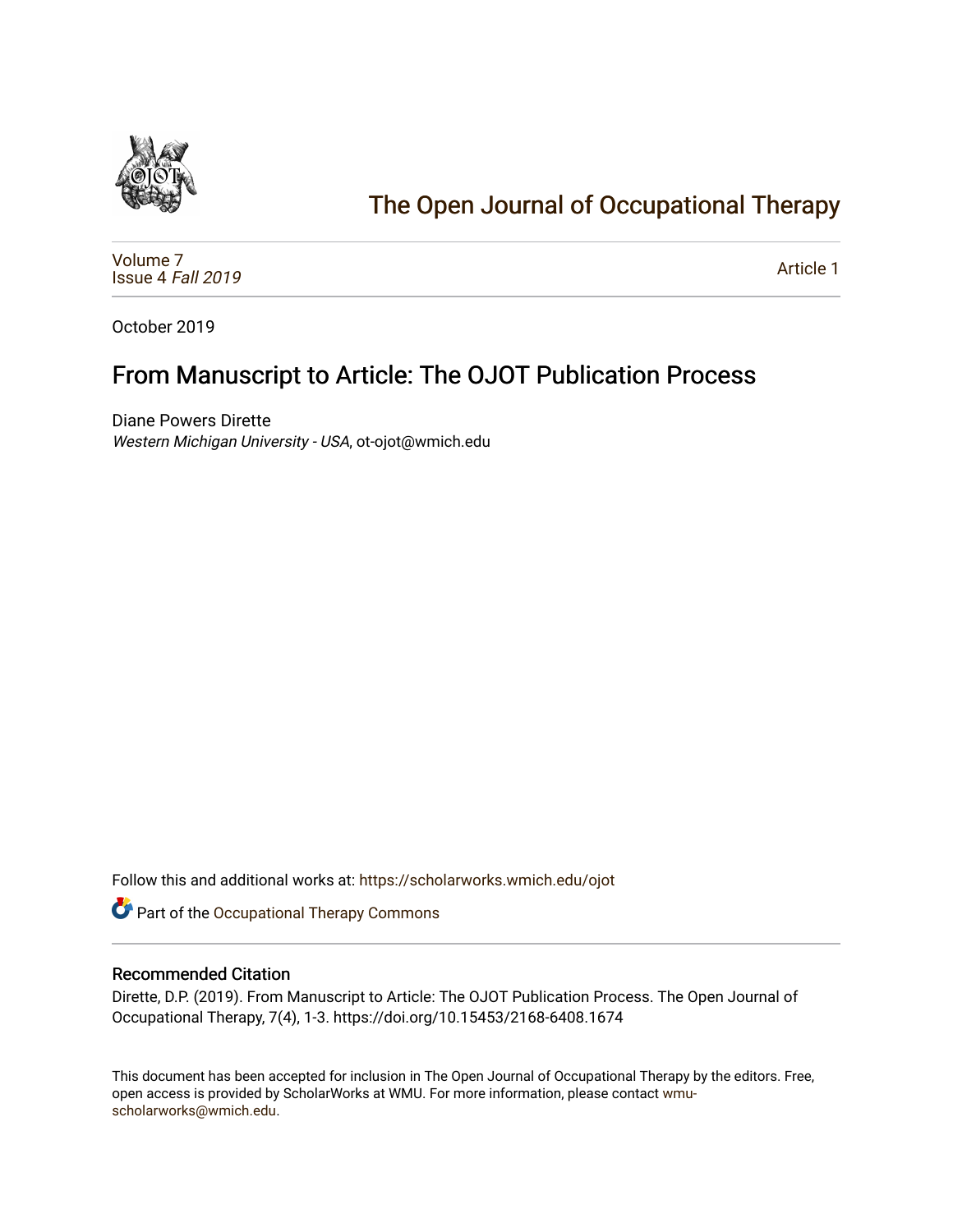# The Open Journal of Occupational Therapy

Volume 7
Issue 4 *Fall 2019*

Article 1

October 2019

## From Manuscript to Article: The OJOT Publication Process

Diane Powers Dirette
*Western Michigan University - USA*, ot-ojot@wmich.edu

Follow this and additional works at: https://scholarworks.wmich.edu/ojot

Part of the Occupational Therapy Commons

### Recommended Citation

Dirette, D.P. (2019). From Manuscript to Article: The OJOT Publication Process. The Open Journal of Occupational Therapy, 7(4), 1-3. https://doi.org/10.15453/2168-6408.1674

This document has been accepted for inclusion in The Open Journal of Occupational Therapy by the editors. Free, open access is provided by ScholarWorks at WMU. For more information, please contact wmu-scholarworks@wmich.edu.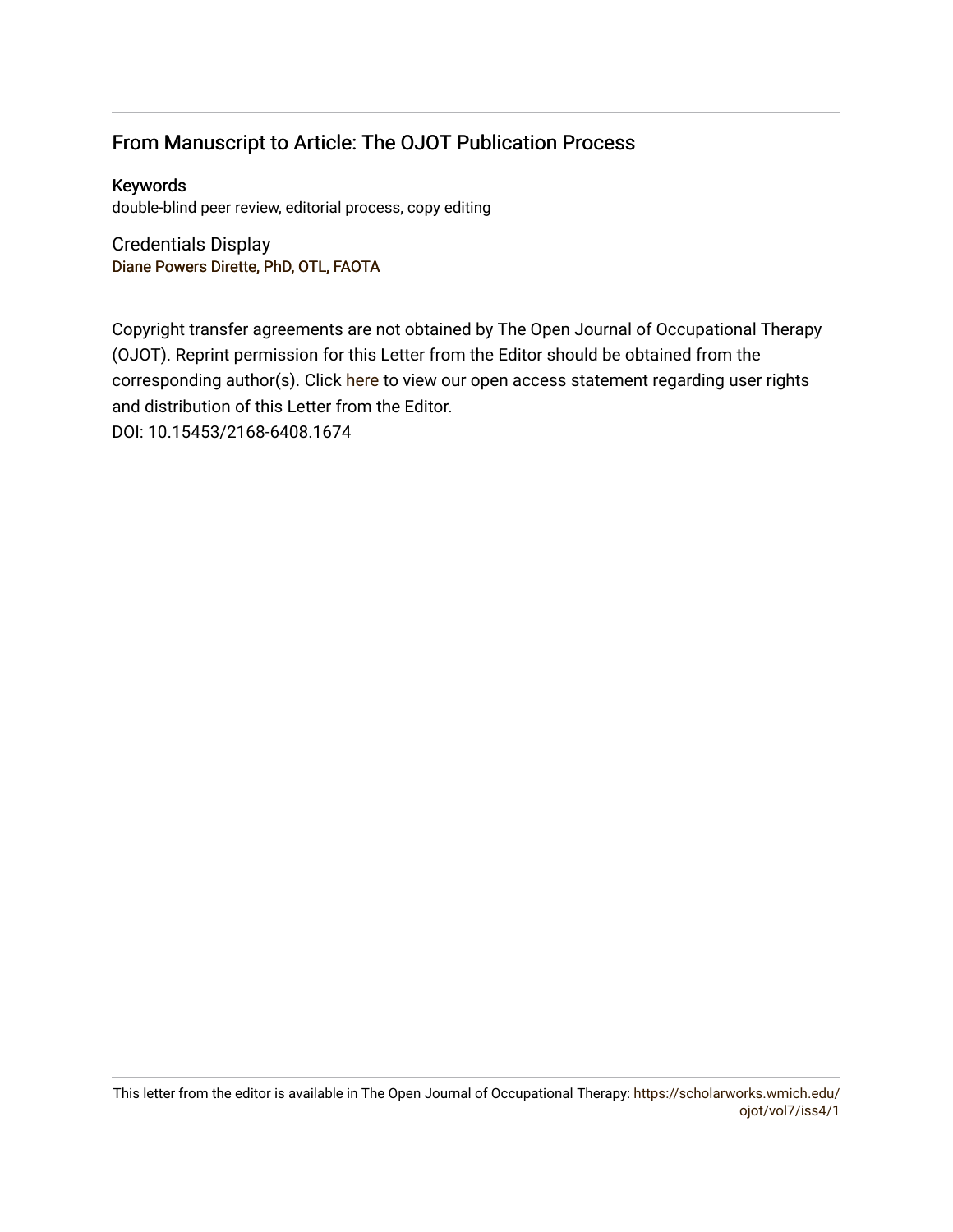## From Manuscript to Article: The OJOT Publication Process

### Keywords

double-blind peer review, editorial process, copy editing

### Credentials Display

Diane Powers Dirette, PhD, OTL, FAOTA

Copyright transfer agreements are not obtained by The Open Journal of Occupational Therapy (OJOT). Reprint permission for this Letter from the Editor should be obtained from the corresponding author(s). Click here to view our open access statement regarding user rights and distribution of this Letter from the Editor.

DOI: 10.15453/2168-6408.1674

This letter from the editor is available in The Open Journal of Occupational Therapy: https://scholarworks.wmich.edu/ojot/vol7/iss4/1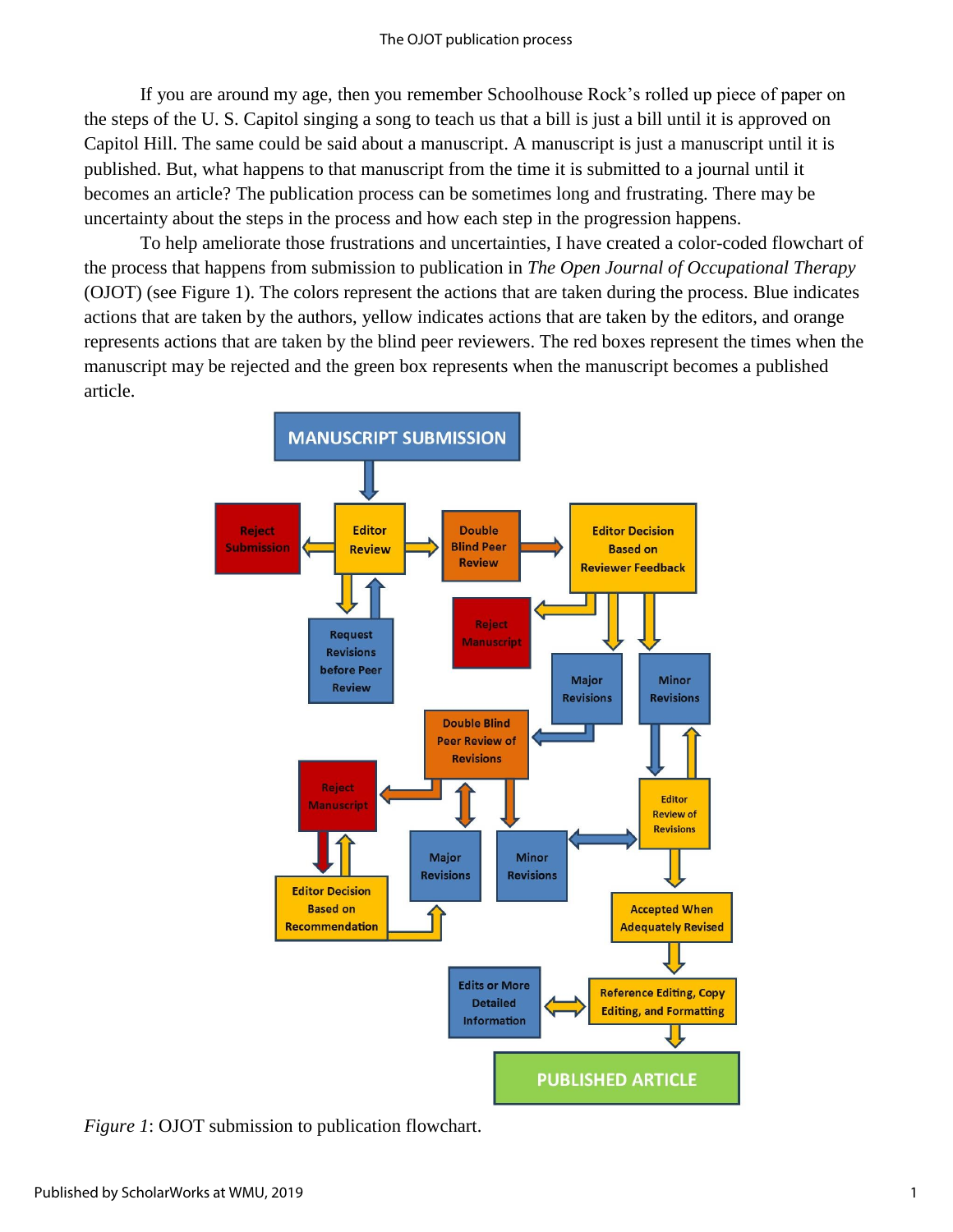If you are around my age, then you remember Schoolhouse Rock's rolled up piece of paper on the steps of the U. S. Capitol singing a song to teach us that a bill is just a bill until it is approved on Capitol Hill. The same could be said about a manuscript. A manuscript is just a manuscript until it is published. But, what happens to that manuscript from the time it is submitted to a journal until it becomes an article? The publication process can be sometimes long and frustrating. There may be uncertainty about the steps in the process and how each step in the progression happens.

To help ameliorate those frustrations and uncertainties, I have created a color-coded flowchart of the process that happens from submission to publication in *The Open Journal of Occupational Therapy* (OJOT) (see Figure 1). The colors represent the actions that are taken during the process. Blue indicates actions that are taken by the authors, yellow indicates actions that are taken by the editors, and orange represents actions that are taken by the blind peer reviewers. The red boxes represent the times when the manuscript may be rejected and the green box represents when the manuscript becomes a published article.

MANUSCRIPT SUBMISSION

Editor Review

Reject Submission

Request Revisions before Peer Review

Double Blind Peer Review

Editor Decision Based on Reviewer Feedback

Reject Manuscript

Major Revisions

Minor Revisions

Double Blind Peer Review of Revisions

Reject Manuscript

Editor Decision Based on Recommendation

Major Revisions

Minor Revisions

Editor Review of Revisions

Accepted When Adequately Revised

Reference Editing, Copy Editing, and Formatting

Edits or More Detailed Information

PUBLISHED ARTICLE

*Figure 1*: OJOT submission to publication flowchart.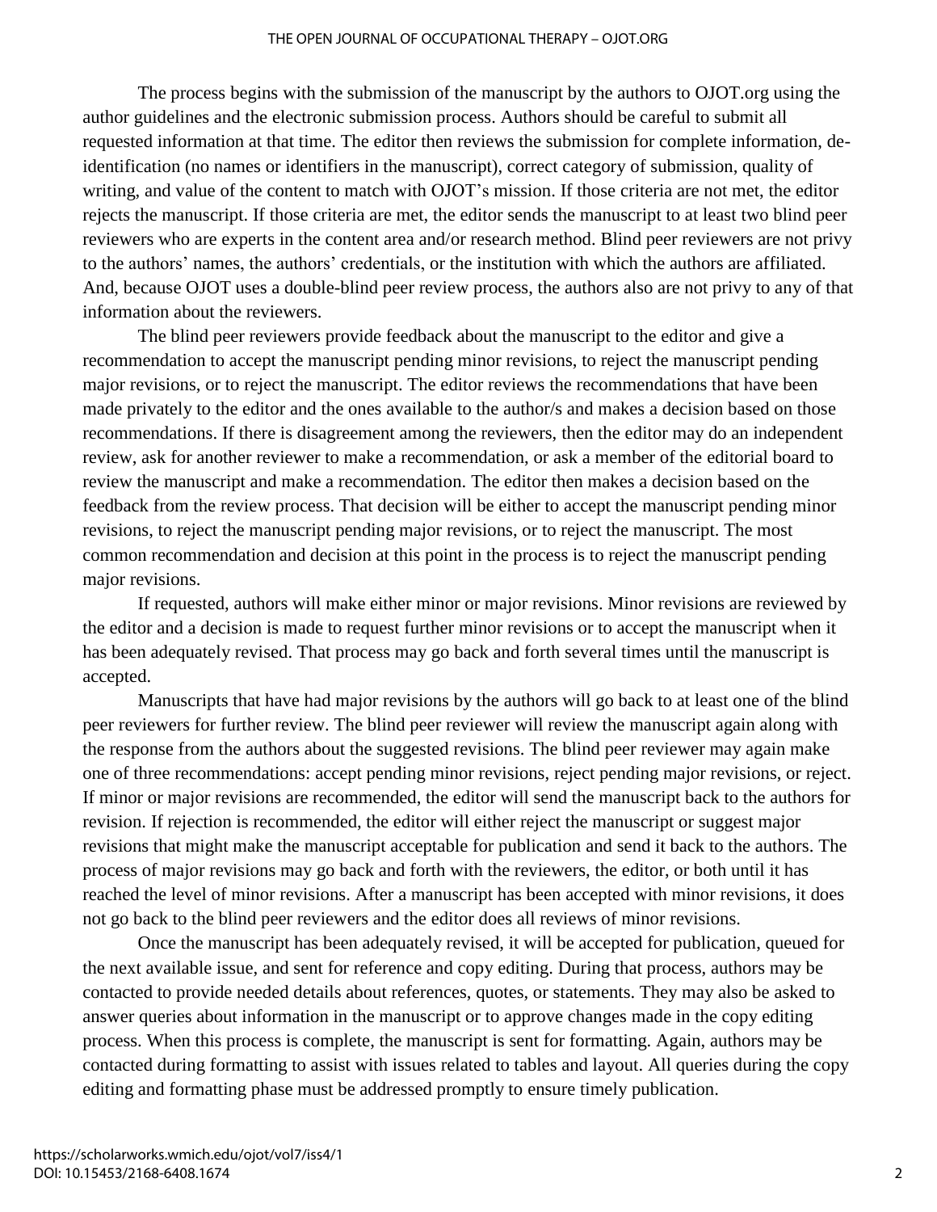The process begins with the submission of the manuscript by the authors to OJOT.org using the author guidelines and the electronic submission process. Authors should be careful to submit all requested information at that time. The editor then reviews the submission for complete information, de-identification (no names or identifiers in the manuscript), correct category of submission, quality of writing, and value of the content to match with OJOT's mission. If those criteria are not met, the editor rejects the manuscript. If those criteria are met, the editor sends the manuscript to at least two blind peer reviewers who are experts in the content area and/or research method. Blind peer reviewers are not privy to the authors' names, the authors' credentials, or the institution with which the authors are affiliated. And, because OJOT uses a double-blind peer review process, the authors also are not privy to any of that information about the reviewers.

The blind peer reviewers provide feedback about the manuscript to the editor and give a recommendation to accept the manuscript pending minor revisions, to reject the manuscript pending major revisions, or to reject the manuscript. The editor reviews the recommendations that have been made privately to the editor and the ones available to the author/s and makes a decision based on those recommendations. If there is disagreement among the reviewers, then the editor may do an independent review, ask for another reviewer to make a recommendation, or ask a member of the editorial board to review the manuscript and make a recommendation. The editor then makes a decision based on the feedback from the review process. That decision will be either to accept the manuscript pending minor revisions, to reject the manuscript pending major revisions, or to reject the manuscript. The most common recommendation and decision at this point in the process is to reject the manuscript pending major revisions.

If requested, authors will make either minor or major revisions. Minor revisions are reviewed by the editor and a decision is made to request further minor revisions or to accept the manuscript when it has been adequately revised. That process may go back and forth several times until the manuscript is accepted.

Manuscripts that have had major revisions by the authors will go back to at least one of the blind peer reviewers for further review. The blind peer reviewer will review the manuscript again along with the response from the authors about the suggested revisions. The blind peer reviewer may again make one of three recommendations: accept pending minor revisions, reject pending major revisions, or reject. If minor or major revisions are recommended, the editor will send the manuscript back to the authors for revision. If rejection is recommended, the editor will either reject the manuscript or suggest major revisions that might make the manuscript acceptable for publication and send it back to the authors. The process of major revisions may go back and forth with the reviewers, the editor, or both until it has reached the level of minor revisions. After a manuscript has been accepted with minor revisions, it does not go back to the blind peer reviewers and the editor does all reviews of minor revisions.

Once the manuscript has been adequately revised, it will be accepted for publication, queued for the next available issue, and sent for reference and copy editing. During that process, authors may be contacted to provide needed details about references, quotes, or statements. They may also be asked to answer queries about information in the manuscript or to approve changes made in the copy editing process. When this process is complete, the manuscript is sent for formatting. Again, authors may be contacted during formatting to assist with issues related to tables and layout. All queries during the copy editing and formatting phase must be addressed promptly to ensure timely publication.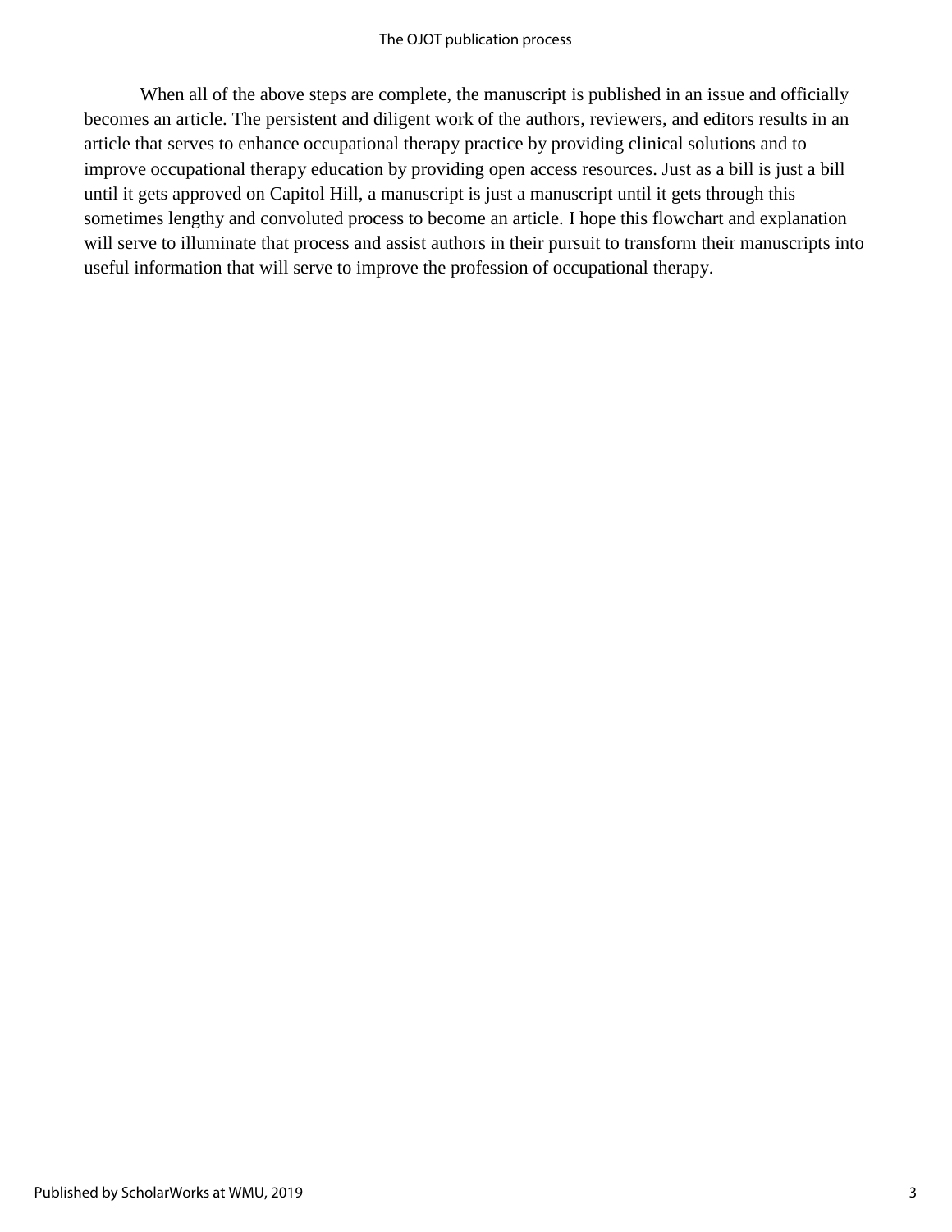When all of the above steps are complete, the manuscript is published in an issue and officially becomes an article. The persistent and diligent work of the authors, reviewers, and editors results in an article that serves to enhance occupational therapy practice by providing clinical solutions and to improve occupational therapy education by providing open access resources. Just as a bill is just a bill until it gets approved on Capitol Hill, a manuscript is just a manuscript until it gets through this sometimes lengthy and convoluted process to become an article. I hope this flowchart and explanation will serve to illuminate that process and assist authors in their pursuit to transform their manuscripts into useful information that will serve to improve the profession of occupational therapy.